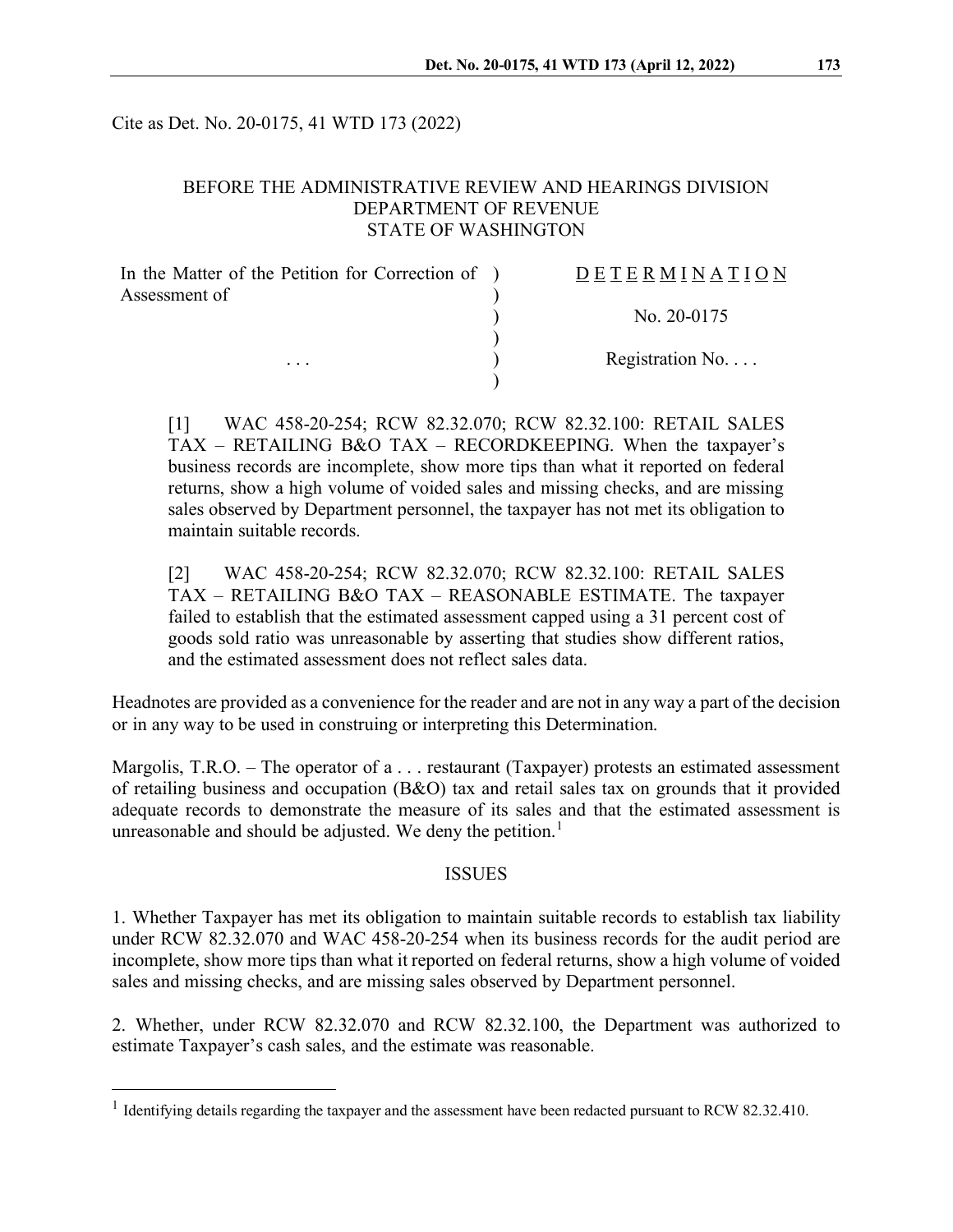Cite as Det. No. 20-0175, 41 WTD 173 (2022)

BEFORE THE ADMINISTRATIVE REVIEW AND HEARINGS DIVISION
DEPARTMENT OF REVENUE
STATE OF WASHINGTON

| | |
|---|---|
| In the Matter of the Petition for Correction of Assessment of | D E T E R M I N A T I O N |
| | No. 20-0175 |
| . . . | Registration No. . . . |

[1] WAC 458-20-254; RCW 82.32.070; RCW 82.32.100: RETAIL SALES TAX – RETAILING B&O TAX – RECORDKEEPING. When the taxpayer's business records are incomplete, show more tips than what it reported on federal returns, show a high volume of voided sales and missing checks, and are missing sales observed by Department personnel, the taxpayer has not met its obligation to maintain suitable records.

[2] WAC 458-20-254; RCW 82.32.070; RCW 82.32.100: RETAIL SALES TAX – RETAILING B&O TAX – REASONABLE ESTIMATE. The taxpayer failed to establish that the estimated assessment capped using a 31 percent cost of goods sold ratio was unreasonable by asserting that studies show different ratios, and the estimated assessment does not reflect sales data.

Headnotes are provided as a convenience for the reader and are not in any way a part of the decision or in any way to be used in construing or interpreting this Determination.

Margolis, T.R.O. – The operator of a . . . restaurant (Taxpayer) protests an estimated assessment of retailing business and occupation (B&O) tax and retail sales tax on grounds that it provided adequate records to demonstrate the measure of its sales and that the estimated assessment is unreasonable and should be adjusted. We deny the petition.[1]

## ISSUES

1. Whether Taxpayer has met its obligation to maintain suitable records to establish tax liability under RCW 82.32.070 and WAC 458-20-254 when its business records for the audit period are incomplete, show more tips than what it reported on federal returns, show a high volume of voided sales and missing checks, and are missing sales observed by Department personnel.

2. Whether, under RCW 82.32.070 and RCW 82.32.100, the Department was authorized to estimate Taxpayer's cash sales, and the estimate was reasonable.

[1] Identifying details regarding the taxpayer and the assessment have been redacted pursuant to RCW 82.32.410.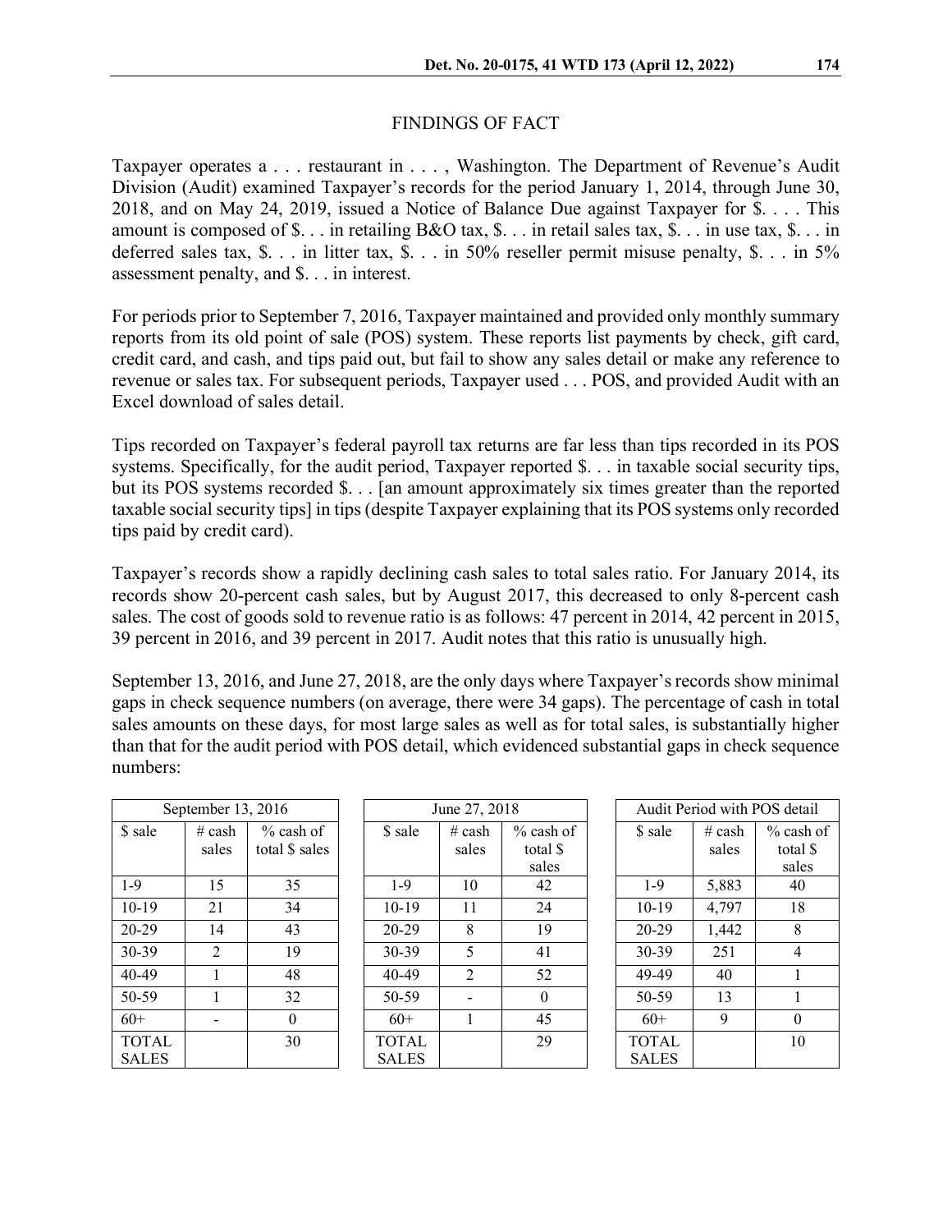## FINDINGS OF FACT

Taxpayer operates a . . . restaurant in . . . , Washington. The Department of Revenue's Audit Division (Audit) examined Taxpayer's records for the period January 1, 2014, through June 30, 2018, and on May 24, 2019, issued a Notice of Balance Due against Taxpayer for $. . . . This amount is composed of $. . . in retailing B&O tax, $. . . in retail sales tax, $. . . in use tax, $. . . in deferred sales tax, $. . . in litter tax, $. . . in 50% reseller permit misuse penalty, $. . . in 5% assessment penalty, and $. . . in interest.

For periods prior to September 7, 2016, Taxpayer maintained and provided only monthly summary reports from its old point of sale (POS) system. These reports list payments by check, gift card, credit card, and cash, and tips paid out, but fail to show any sales detail or make any reference to revenue or sales tax. For subsequent periods, Taxpayer used . . . POS, and provided Audit with an Excel download of sales detail.

Tips recorded on Taxpayer's federal payroll tax returns are far less than tips recorded in its POS systems. Specifically, for the audit period, Taxpayer reported $. . . in taxable social security tips, but its POS systems recorded $. . . [an amount approximately six times greater than the reported taxable social security tips] in tips (despite Taxpayer explaining that its POS systems only recorded tips paid by credit card).

Taxpayer's records show a rapidly declining cash sales to total sales ratio. For January 2014, its records show 20-percent cash sales, but by August 2017, this decreased to only 8-percent cash sales. The cost of goods sold to revenue ratio is as follows: 47 percent in 2014, 42 percent in 2015, 39 percent in 2016, and 39 percent in 2017. Audit notes that this ratio is unusually high.

September 13, 2016, and June 27, 2018, are the only days where Taxpayer's records show minimal gaps in check sequence numbers (on average, there were 34 gaps). The percentage of cash in total sales amounts on these days, for most large sales as well as for total sales, is substantially higher than that for the audit period with POS detail, which evidenced substantial gaps in check sequence numbers:

| September 13, 2016 | | |
|---|---|---|
| $ sale | # cash sales | % cash of total $ sales |
| 1-9 | 15 | 35 |
| 10-19 | 21 | 34 |
| 20-29 | 14 | 43 |
| 30-39 | 2 | 19 |
| 40-49 | 1 | 48 |
| 50-59 | 1 | 32 |
| 60+ | - | 0 |
| TOTAL SALES | | 30 |

| June 27, 2018 | | |
|---|---|---|
| $ sale | # cash sales | % cash of total $ sales |
| 1-9 | 10 | 42 |
| 10-19 | 11 | 24 |
| 20-29 | 8 | 19 |
| 30-39 | 5 | 41 |
| 40-49 | 2 | 52 |
| 50-59 | - | 0 |
| 60+ | 1 | 45 |
| TOTAL SALES | | 29 |

| Audit Period with POS detail | | |
|---|---|---|
| $ sale | # cash sales | % cash of total $ sales |
| 1-9 | 5,883 | 40 |
| 10-19 | 4,797 | 18 |
| 20-29 | 1,442 | 8 |
| 30-39 | 251 | 4 |
| 49-49 | 40 | 1 |
| 50-59 | 13 | 1 |
| 60+ | 9 | 0 |
| TOTAL SALES | | 10 |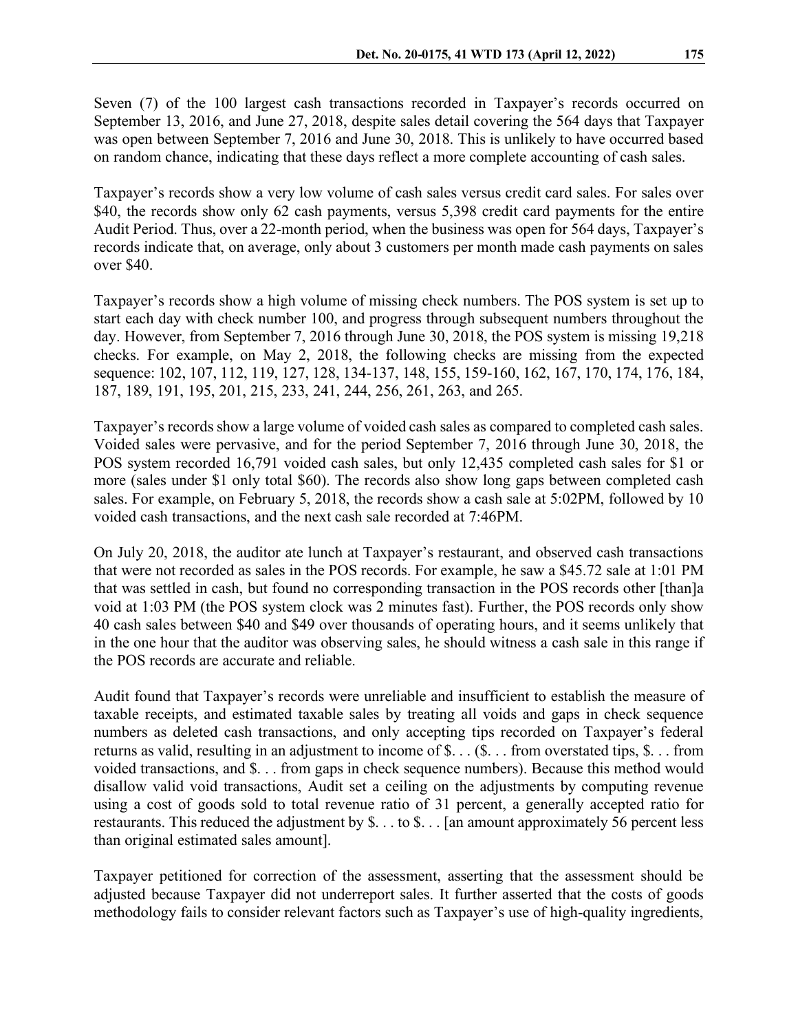Seven (7) of the 100 largest cash transactions recorded in Taxpayer's records occurred on September 13, 2016, and June 27, 2018, despite sales detail covering the 564 days that Taxpayer was open between September 7, 2016 and June 30, 2018. This is unlikely to have occurred based on random chance, indicating that these days reflect a more complete accounting of cash sales.

Taxpayer's records show a very low volume of cash sales versus credit card sales. For sales over $40, the records show only 62 cash payments, versus 5,398 credit card payments for the entire Audit Period. Thus, over a 22-month period, when the business was open for 564 days, Taxpayer's records indicate that, on average, only about 3 customers per month made cash payments on sales over $40.

Taxpayer's records show a high volume of missing check numbers. The POS system is set up to start each day with check number 100, and progress through subsequent numbers throughout the day. However, from September 7, 2016 through June 30, 2018, the POS system is missing 19,218 checks. For example, on May 2, 2018, the following checks are missing from the expected sequence: 102, 107, 112, 119, 127, 128, 134-137, 148, 155, 159-160, 162, 167, 170, 174, 176, 184, 187, 189, 191, 195, 201, 215, 233, 241, 244, 256, 261, 263, and 265.

Taxpayer's records show a large volume of voided cash sales as compared to completed cash sales. Voided sales were pervasive, and for the period September 7, 2016 through June 30, 2018, the POS system recorded 16,791 voided cash sales, but only 12,435 completed cash sales for $1 or more (sales under $1 only total $60). The records also show long gaps between completed cash sales. For example, on February 5, 2018, the records show a cash sale at 5:02PM, followed by 10 voided cash transactions, and the next cash sale recorded at 7:46PM.

On July 20, 2018, the auditor ate lunch at Taxpayer's restaurant, and observed cash transactions that were not recorded as sales in the POS records. For example, he saw a $45.72 sale at 1:01 PM that was settled in cash, but found no corresponding transaction in the POS records other [than]a void at 1:03 PM (the POS system clock was 2 minutes fast). Further, the POS records only show 40 cash sales between $40 and $49 over thousands of operating hours, and it seems unlikely that in the one hour that the auditor was observing sales, he should witness a cash sale in this range if the POS records are accurate and reliable.

Audit found that Taxpayer's records were unreliable and insufficient to establish the measure of taxable receipts, and estimated taxable sales by treating all voids and gaps in check sequence numbers as deleted cash transactions, and only accepting tips recorded on Taxpayer's federal returns as valid, resulting in an adjustment to income of $. . . ($. . . from overstated tips, $. . . from voided transactions, and $. . . from gaps in check sequence numbers). Because this method would disallow valid void transactions, Audit set a ceiling on the adjustments by computing revenue using a cost of goods sold to total revenue ratio of 31 percent, a generally accepted ratio for restaurants. This reduced the adjustment by $. . . to $. . . [an amount approximately 56 percent less than original estimated sales amount].

Taxpayer petitioned for correction of the assessment, asserting that the assessment should be adjusted because Taxpayer did not underreport sales. It further asserted that the costs of goods methodology fails to consider relevant factors such as Taxpayer's use of high-quality ingredients,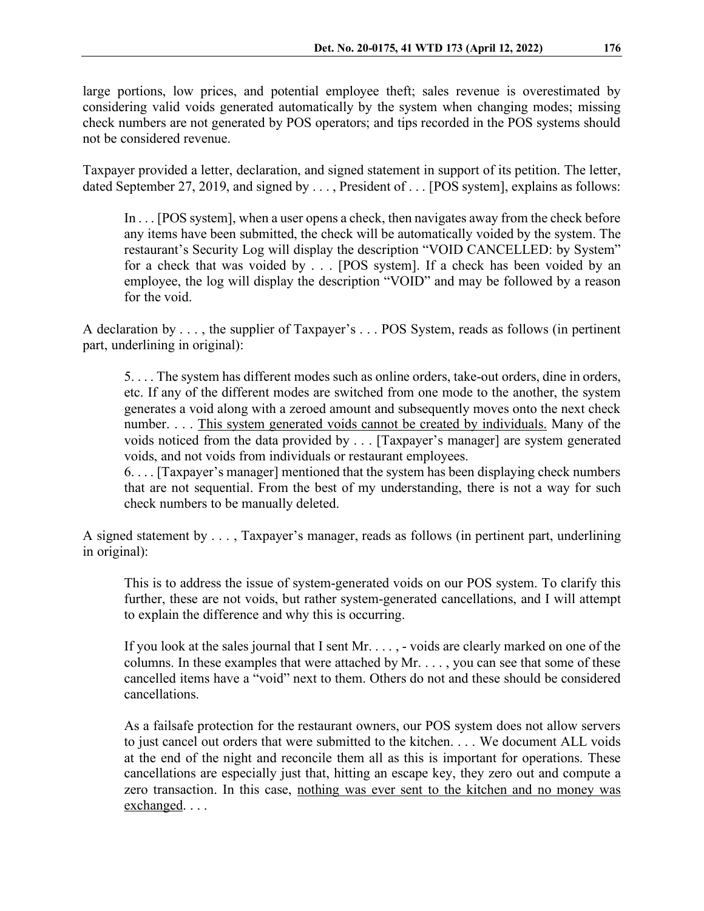large portions, low prices, and potential employee theft; sales revenue is overestimated by considering valid voids generated automatically by the system when changing modes; missing check numbers are not generated by POS operators; and tips recorded in the POS systems should not be considered revenue.

Taxpayer provided a letter, declaration, and signed statement in support of its petition. The letter, dated September 27, 2019, and signed by . . . , President of . . . [POS system], explains as follows:

> In . . . [POS system], when a user opens a check, then navigates away from the check before any items have been submitted, the check will be automatically voided by the system. The restaurant's Security Log will display the description "VOID CANCELLED: by System" for a check that was voided by . . . [POS system]. If a check has been voided by an employee, the log will display the description "VOID" and may be followed by a reason for the void.

A declaration by . . . , the supplier of Taxpayer's . . . POS System, reads as follows (in pertinent part, underlining in original):

> 5. . . . The system has different modes such as online orders, take-out orders, dine in orders, etc. If any of the different modes are switched from one mode to the another, the system generates a void along with a zeroed amount and subsequently moves onto the next check number. . . . <u>This system generated voids cannot be created by individuals.</u> Many of the voids noticed from the data provided by . . . [Taxpayer's manager] are system generated voids, and not voids from individuals or restaurant employees.
>
> 6. . . . [Taxpayer's manager] mentioned that the system has been displaying check numbers that are not sequential. From the best of my understanding, there is not a way for such check numbers to be manually deleted.

A signed statement by . . . , Taxpayer's manager, reads as follows (in pertinent part, underlining in original):

> This is to address the issue of system-generated voids on our POS system. To clarify this further, these are not voids, but rather system-generated cancellations, and I will attempt to explain the difference and why this is occurring.
>
> If you look at the sales journal that I sent Mr. . . . , - voids are clearly marked on one of the columns. In these examples that were attached by Mr. . . . , you can see that some of these cancelled items have a "void" next to them. Others do not and these should be considered cancellations.
>
> As a failsafe protection for the restaurant owners, our POS system does not allow servers to just cancel out orders that were submitted to the kitchen. . . . We document ALL voids at the end of the night and reconcile them all as this is important for operations. These cancellations are especially just that, hitting an escape key, they zero out and compute a zero transaction. In this case, <u>nothing was ever sent to the kitchen and no money was exchanged</u>. . . .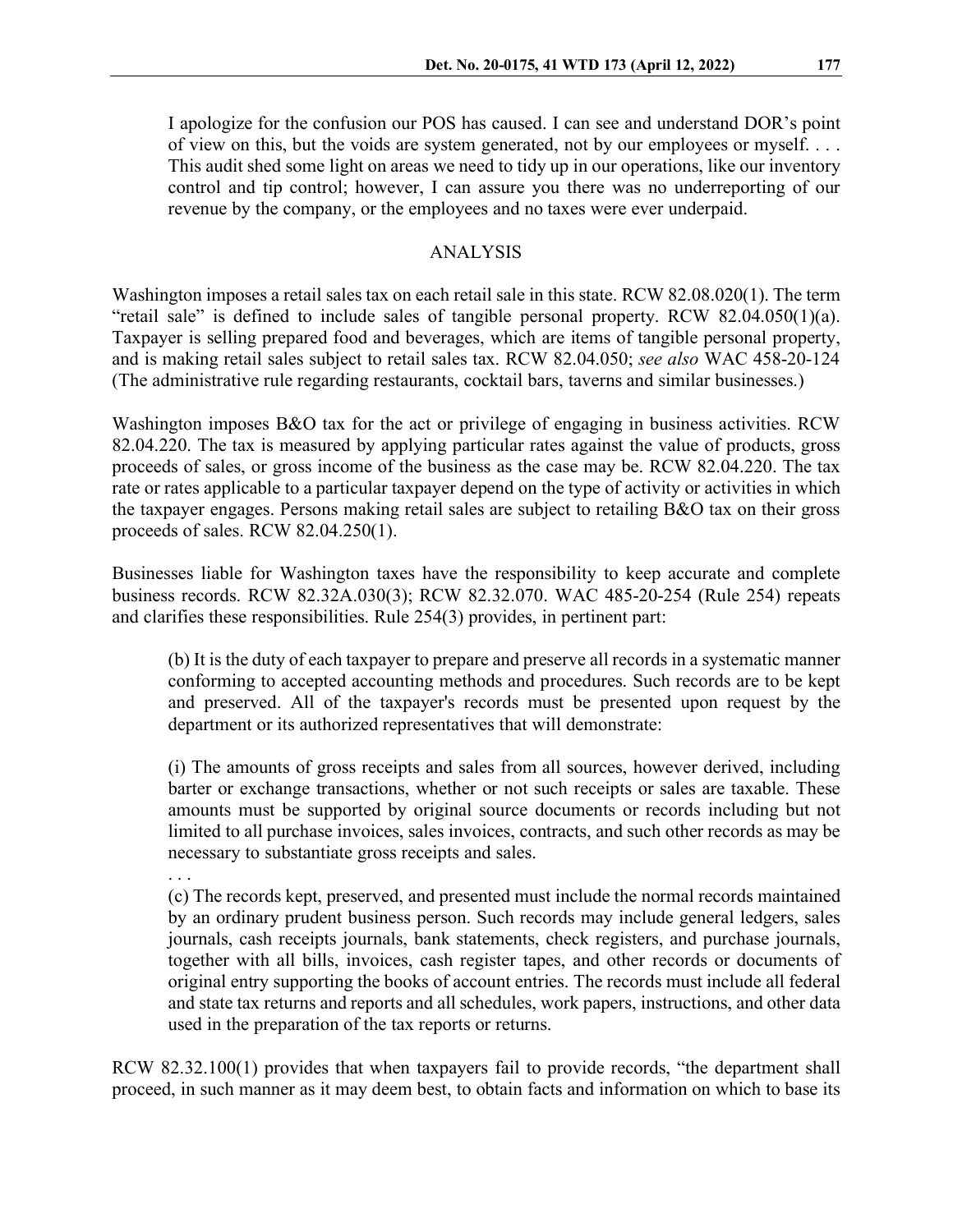> I apologize for the confusion our POS has caused. I can see and understand DOR's point of view on this, but the voids are system generated, not by our employees or myself. . . . This audit shed some light on areas we need to tidy up in our operations, like our inventory control and tip control; however, I can assure you there was no underreporting of our revenue by the company, or the employees and no taxes were ever underpaid.

## ANALYSIS

Washington imposes a retail sales tax on each retail sale in this state. RCW 82.08.020(1). The term "retail sale" is defined to include sales of tangible personal property. RCW 82.04.050(1)(a). Taxpayer is selling prepared food and beverages, which are items of tangible personal property, and is making retail sales subject to retail sales tax. RCW 82.04.050; *see also* WAC 458-20-124 (The administrative rule regarding restaurants, cocktail bars, taverns and similar businesses.)

Washington imposes B&O tax for the act or privilege of engaging in business activities. RCW 82.04.220. The tax is measured by applying particular rates against the value of products, gross proceeds of sales, or gross income of the business as the case may be. RCW 82.04.220. The tax rate or rates applicable to a particular taxpayer depend on the type of activity or activities in which the taxpayer engages. Persons making retail sales are subject to retailing B&O tax on their gross proceeds of sales. RCW 82.04.250(1).

Businesses liable for Washington taxes have the responsibility to keep accurate and complete business records. RCW 82.32A.030(3); RCW 82.32.070. WAC 485-20-254 (Rule 254) repeats and clarifies these responsibilities. Rule 254(3) provides, in pertinent part:

> (b) It is the duty of each taxpayer to prepare and preserve all records in a systematic manner conforming to accepted accounting methods and procedures. Such records are to be kept and preserved. All of the taxpayer's records must be presented upon request by the department or its authorized representatives that will demonstrate:
>
> (i) The amounts of gross receipts and sales from all sources, however derived, including barter or exchange transactions, whether or not such receipts or sales are taxable. These amounts must be supported by original source documents or records including but not limited to all purchase invoices, sales invoices, contracts, and such other records as may be necessary to substantiate gross receipts and sales.
>
> . . .
>
> (c) The records kept, preserved, and presented must include the normal records maintained by an ordinary prudent business person. Such records may include general ledgers, sales journals, cash receipts journals, bank statements, check registers, and purchase journals, together with all bills, invoices, cash register tapes, and other records or documents of original entry supporting the books of account entries. The records must include all federal and state tax returns and reports and all schedules, work papers, instructions, and other data used in the preparation of the tax reports or returns.

RCW 82.32.100(1) provides that when taxpayers fail to provide records, "the department shall proceed, in such manner as it may deem best, to obtain facts and information on which to base its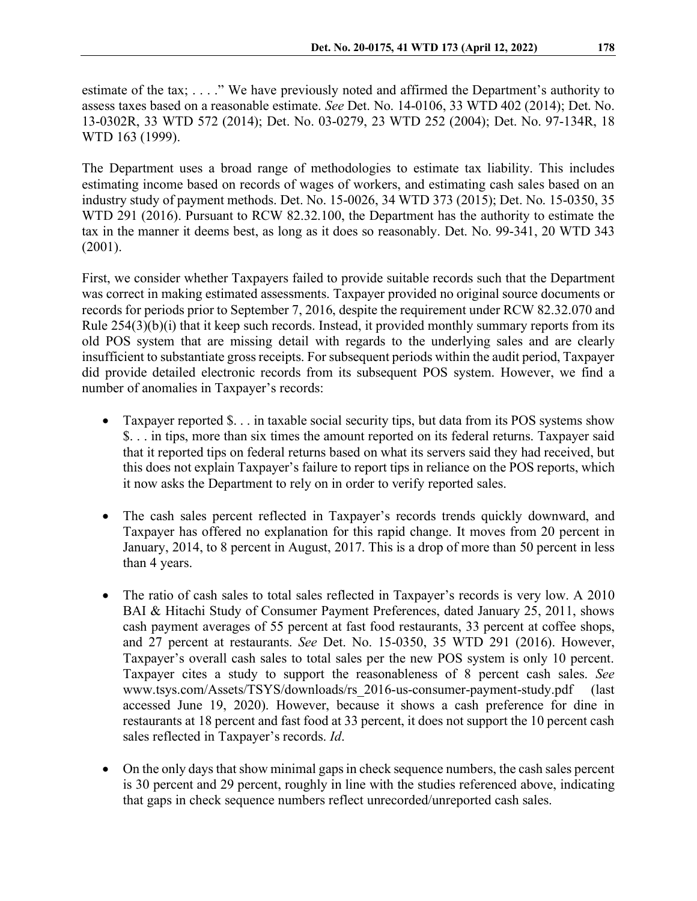estimate of the tax; . . . ." We have previously noted and affirmed the Department's authority to assess taxes based on a reasonable estimate. *See* Det. No. 14-0106, 33 WTD 402 (2014); Det. No. 13-0302R, 33 WTD 572 (2014); Det. No. 03-0279, 23 WTD 252 (2004); Det. No. 97-134R, 18 WTD 163 (1999).

The Department uses a broad range of methodologies to estimate tax liability. This includes estimating income based on records of wages of workers, and estimating cash sales based on an industry study of payment methods. Det. No. 15-0026, 34 WTD 373 (2015); Det. No. 15-0350, 35 WTD 291 (2016). Pursuant to RCW 82.32.100, the Department has the authority to estimate the tax in the manner it deems best, as long as it does so reasonably. Det. No. 99-341, 20 WTD 343 (2001).

First, we consider whether Taxpayers failed to provide suitable records such that the Department was correct in making estimated assessments. Taxpayer provided no original source documents or records for periods prior to September 7, 2016, despite the requirement under RCW 82.32.070 and Rule 254(3)(b)(i) that it keep such records. Instead, it provided monthly summary reports from its old POS system that are missing detail with regards to the underlying sales and are clearly insufficient to substantiate gross receipts. For subsequent periods within the audit period, Taxpayer did provide detailed electronic records from its subsequent POS system. However, we find a number of anomalies in Taxpayer's records:

- Taxpayer reported $. . . in taxable social security tips, but data from its POS systems show $. . . in tips, more than six times the amount reported on its federal returns. Taxpayer said that it reported tips on federal returns based on what its servers said they had received, but this does not explain Taxpayer's failure to report tips in reliance on the POS reports, which it now asks the Department to rely on in order to verify reported sales.

- The cash sales percent reflected in Taxpayer's records trends quickly downward, and Taxpayer has offered no explanation for this rapid change. It moves from 20 percent in January, 2014, to 8 percent in August, 2017. This is a drop of more than 50 percent in less than 4 years.

- The ratio of cash sales to total sales reflected in Taxpayer's records is very low. A 2010 BAI & Hitachi Study of Consumer Payment Preferences, dated January 25, 2011, shows cash payment averages of 55 percent at fast food restaurants, 33 percent at coffee shops, and 27 percent at restaurants. *See* Det. No. 15-0350, 35 WTD 291 (2016). However, Taxpayer's overall cash sales to total sales per the new POS system is only 10 percent. Taxpayer cites a study to support the reasonableness of 8 percent cash sales. *See* www.tsys.com/Assets/TSYS/downloads/rs_2016-us-consumer-payment-study.pdf (last accessed June 19, 2020). However, because it shows a cash preference for dine in restaurants at 18 percent and fast food at 33 percent, it does not support the 10 percent cash sales reflected in Taxpayer's records. *Id*.

- On the only days that show minimal gaps in check sequence numbers, the cash sales percent is 30 percent and 29 percent, roughly in line with the studies referenced above, indicating that gaps in check sequence numbers reflect unrecorded/unreported cash sales.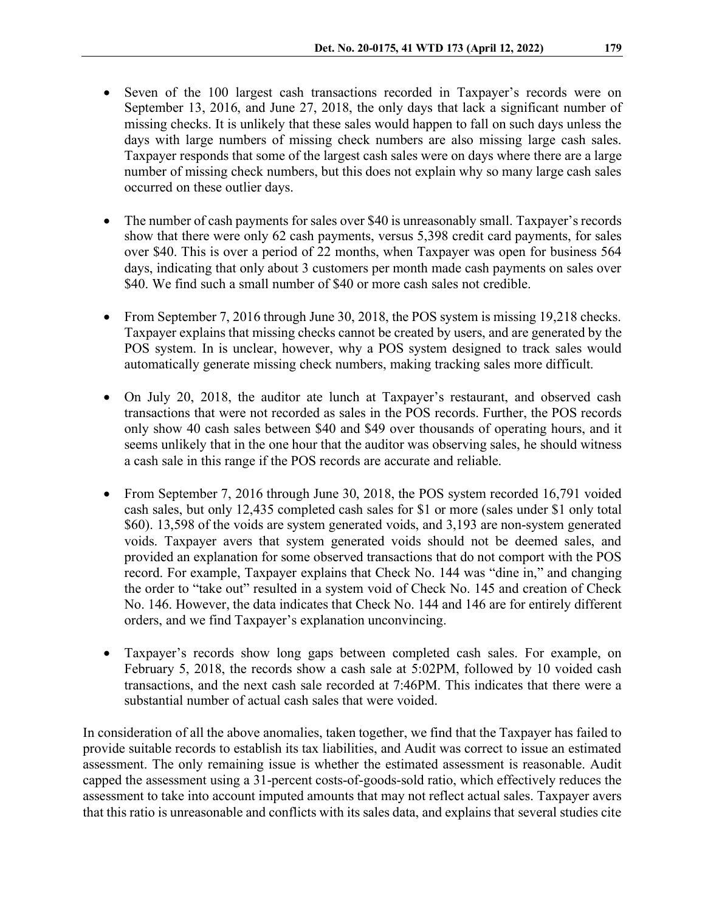- Seven of the 100 largest cash transactions recorded in Taxpayer's records were on September 13, 2016, and June 27, 2018, the only days that lack a significant number of missing checks. It is unlikely that these sales would happen to fall on such days unless the days with large numbers of missing check numbers are also missing large cash sales. Taxpayer responds that some of the largest cash sales were on days where there are a large number of missing check numbers, but this does not explain why so many large cash sales occurred on these outlier days.

- The number of cash payments for sales over $40 is unreasonably small. Taxpayer's records show that there were only 62 cash payments, versus 5,398 credit card payments, for sales over $40. This is over a period of 22 months, when Taxpayer was open for business 564 days, indicating that only about 3 customers per month made cash payments on sales over $40. We find such a small number of $40 or more cash sales not credible.

- From September 7, 2016 through June 30, 2018, the POS system is missing 19,218 checks. Taxpayer explains that missing checks cannot be created by users, and are generated by the POS system. In is unclear, however, why a POS system designed to track sales would automatically generate missing check numbers, making tracking sales more difficult.

- On July 20, 2018, the auditor ate lunch at Taxpayer's restaurant, and observed cash transactions that were not recorded as sales in the POS records. Further, the POS records only show 40 cash sales between $40 and $49 over thousands of operating hours, and it seems unlikely that in the one hour that the auditor was observing sales, he should witness a cash sale in this range if the POS records are accurate and reliable.

- From September 7, 2016 through June 30, 2018, the POS system recorded 16,791 voided cash sales, but only 12,435 completed cash sales for $1 or more (sales under $1 only total $60). 13,598 of the voids are system generated voids, and 3,193 are non-system generated voids. Taxpayer avers that system generated voids should not be deemed sales, and provided an explanation for some observed transactions that do not comport with the POS record. For example, Taxpayer explains that Check No. 144 was "dine in," and changing the order to "take out" resulted in a system void of Check No. 145 and creation of Check No. 146. However, the data indicates that Check No. 144 and 146 are for entirely different orders, and we find Taxpayer's explanation unconvincing.

- Taxpayer's records show long gaps between completed cash sales. For example, on February 5, 2018, the records show a cash sale at 5:02PM, followed by 10 voided cash transactions, and the next cash sale recorded at 7:46PM. This indicates that there were a substantial number of actual cash sales that were voided.

In consideration of all the above anomalies, taken together, we find that the Taxpayer has failed to provide suitable records to establish its tax liabilities, and Audit was correct to issue an estimated assessment. The only remaining issue is whether the estimated assessment is reasonable. Audit capped the assessment using a 31-percent costs-of-goods-sold ratio, which effectively reduces the assessment to take into account imputed amounts that may not reflect actual sales. Taxpayer avers that this ratio is unreasonable and conflicts with its sales data, and explains that several studies cite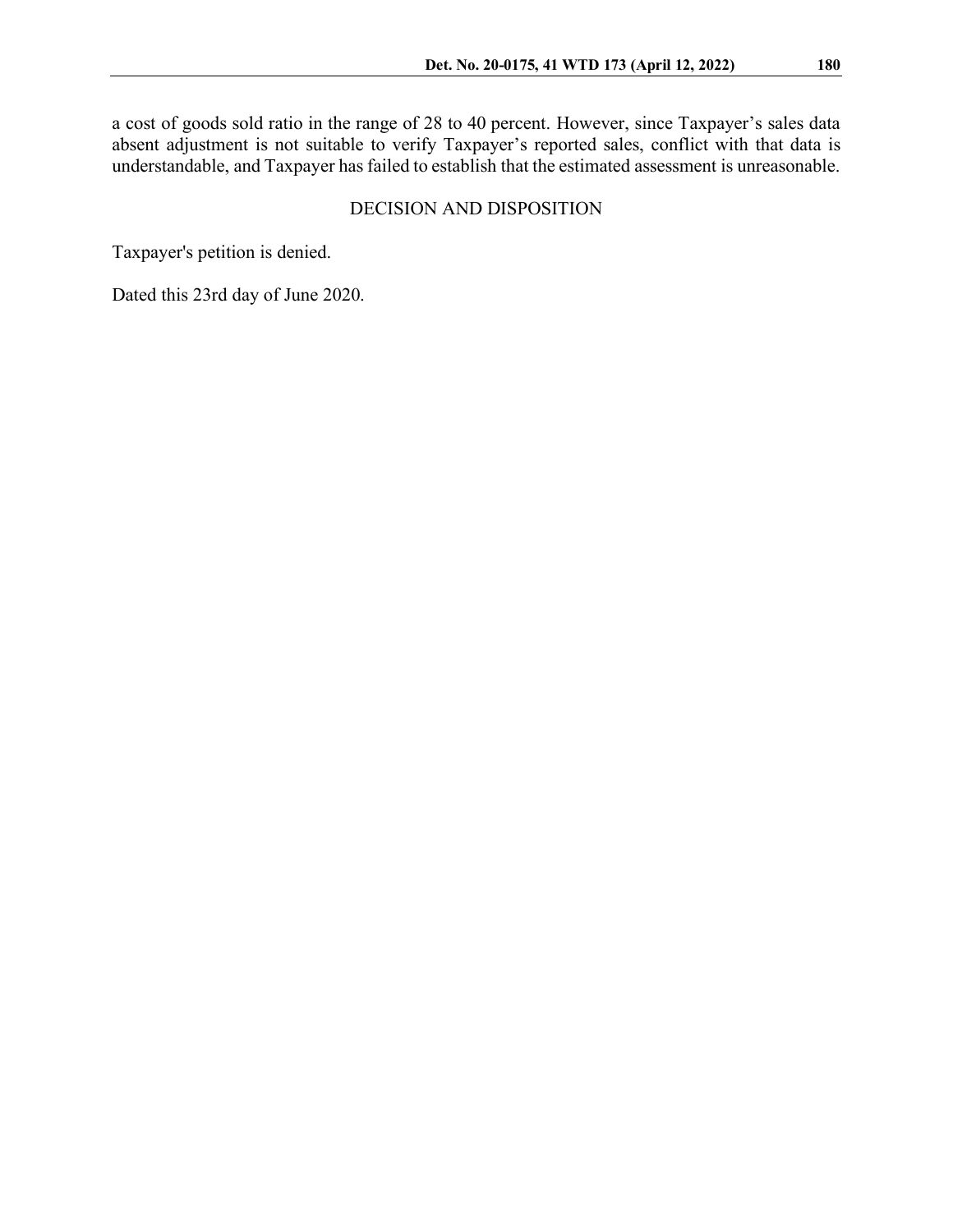a cost of goods sold ratio in the range of 28 to 40 percent. However, since Taxpayer's sales data absent adjustment is not suitable to verify Taxpayer's reported sales, conflict with that data is understandable, and Taxpayer has failed to establish that the estimated assessment is unreasonable.

## DECISION AND DISPOSITION

Taxpayer's petition is denied.

Dated this 23rd day of June 2020.